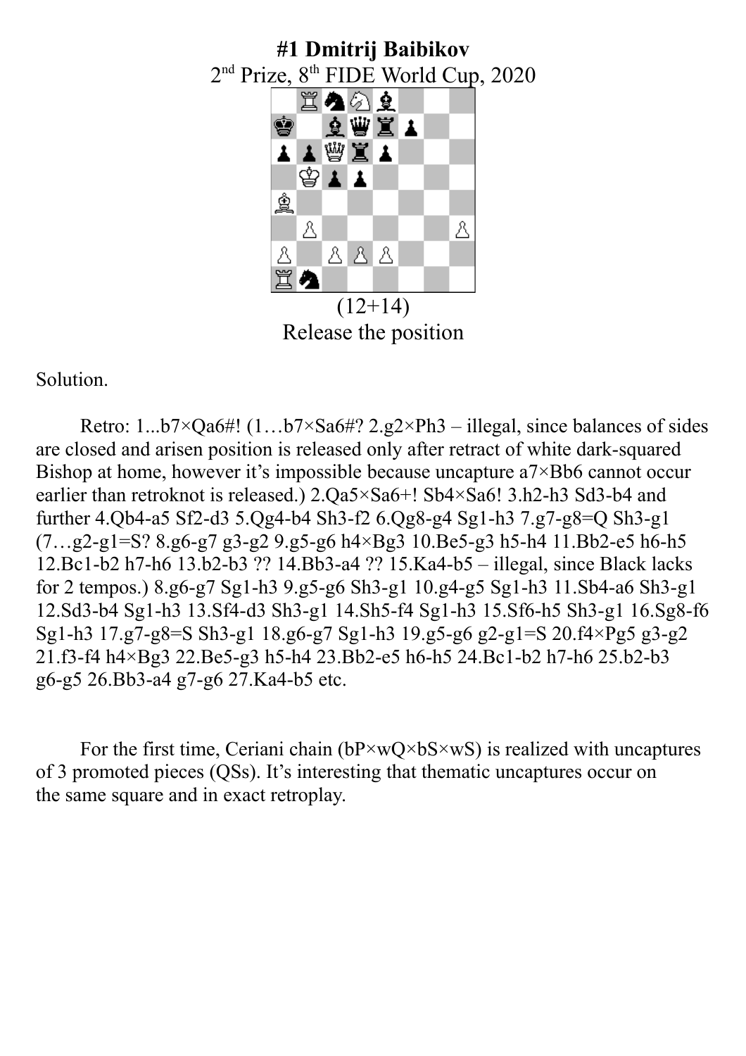# #1 Dmitrij Baibikov

2nd Prize, 8th FIDE World Cup, 2020

(12+14)

Release the position

Solution.

Retro: 1...b7×Qa6#! (1…b7×Sa6#? 2.g2×Ph3 – illegal, since balances of sides are closed and arisen position is released only after retract of white dark-squared Bishop at home, however it's impossible because uncapture a7×Bb6 cannot occur earlier than retroknot is released.) 2.Qa5×Sa6+! Sb4×Sa6! 3.h2-h3 Sd3-b4 and further 4.Qb4-a5 Sf2-d3 5.Qg4-b4 Sh3-f2 6.Qg8-g4 Sg1-h3 7.g7-g8=Q Sh3-g1 (7…g2-g1=S? 8.g6-g7 g3-g2 9.g5-g6 h4×Bg3 10.Be5-g3 h5-h4 11.Bb2-e5 h6-h5 12.Bc1-b2 h7-h6 13.b2-b3 ?? 14.Bb3-a4 ?? 15.Ka4-b5 – illegal, since Black lacks for 2 tempos.) 8.g6-g7 Sg1-h3 9.g5-g6 Sh3-g1 10.g4-g5 Sg1-h3 11.Sb4-a6 Sh3-g1 12.Sd3-b4 Sg1-h3 13.Sf4-d3 Sh3-g1 14.Sh5-f4 Sg1-h3 15.Sf6-h5 Sh3-g1 16.Sg8-f6 Sg1-h3 17.g7-g8=S Sh3-g1 18.g6-g7 Sg1-h3 19.g5-g6 g2-g1=S 20.f4×Pg5 g3-g2 21.f3-f4 h4×Bg3 22.Be5-g3 h5-h4 23.Bb2-e5 h6-h5 24.Bc1-b2 h7-h6 25.b2-b3 g6-g5 26.Bb3-a4 g7-g6 27.Ka4-b5 etc.

For the first time, Ceriani chain (bP×wQ×bS×wS) is realized with uncaptures of 3 promoted pieces (QSs). It's interesting that thematic uncaptures occur on the same square and in exact retroplay.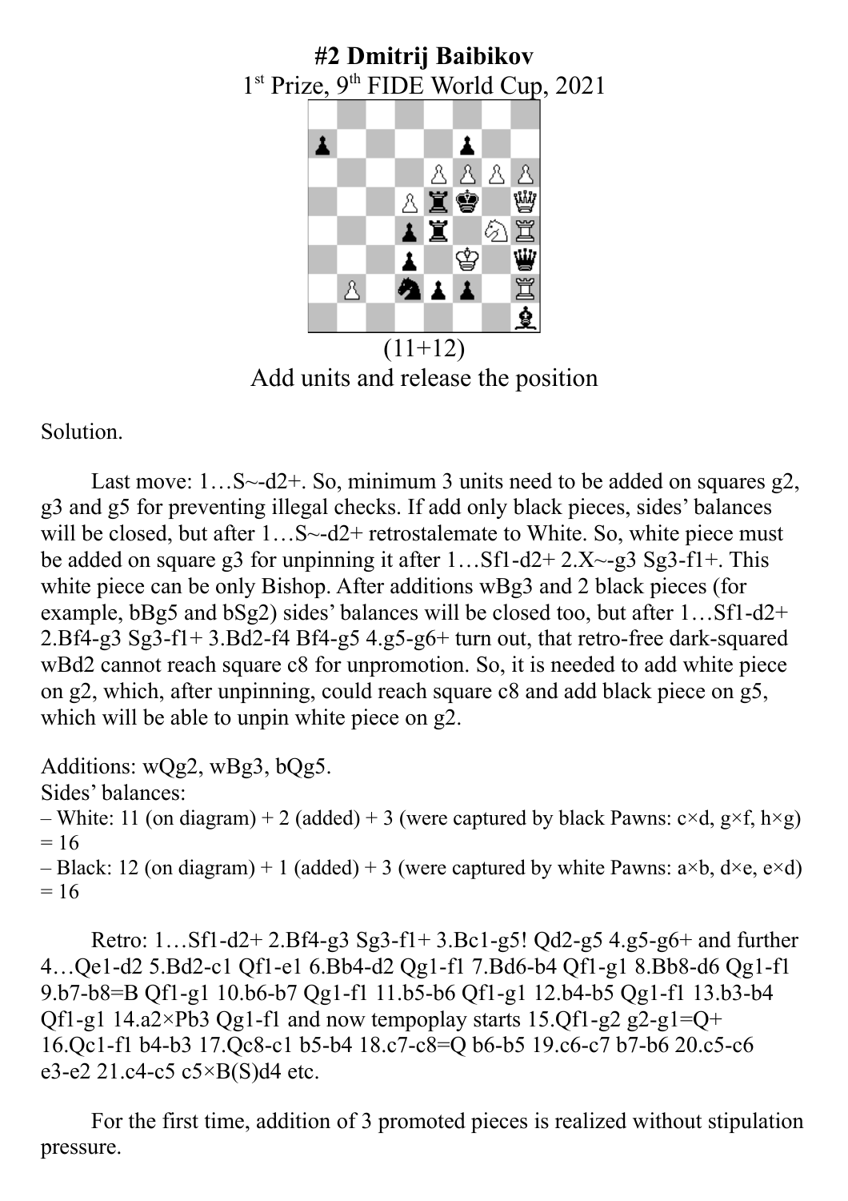# #2 Dmitrij Baibikov

1st Prize, 9th FIDE World Cup, 2021

(11+12)

Add units and release the position

Solution.

Last move: 1…S~-d2+. So, minimum 3 units need to be added on squares g2, g3 and g5 for preventing illegal checks. If add only black pieces, sides' balances will be closed, but after 1…S~-d2+ retrostalemate to White. So, white piece must be added on square g3 for unpinning it after 1…Sf1-d2+ 2.X~-g3 Sg3-f1+. This white piece can be only Bishop. After additions wBg3 and 2 black pieces (for example, bBg5 and bSg2) sides' balances will be closed too, but after 1…Sf1-d2+ 2.Bf4-g3 Sg3-f1+ 3.Bd2-f4 Bf4-g5 4.g5-g6+ turn out, that retro-free dark-squared wBd2 cannot reach square c8 for unpromotion. So, it is needed to add white piece on g2, which, after unpinning, could reach square c8 and add black piece on g5, which will be able to unpin white piece on g2.

Additions: wQg2, wBg3, bQg5.
Sides' balances:
– White: 11 (on diagram) + 2 (added) + 3 (were captured by black Pawns: c×d, g×f, h×g) = 16
– Black: 12 (on diagram) + 1 (added) + 3 (were captured by white Pawns: a×b, d×e, e×d) = 16

Retro: 1…Sf1-d2+ 2.Bf4-g3 Sg3-f1+ 3.Bc1-g5! Qd2-g5 4.g5-g6+ and further 4…Qe1-d2 5.Bd2-c1 Qf1-e1 6.Bb4-d2 Qg1-f1 7.Bd6-b4 Qf1-g1 8.Bb8-d6 Qg1-f1 9.b7-b8=B Qf1-g1 10.b6-b7 Qg1-f1 11.b5-b6 Qf1-g1 12.b4-b5 Qg1-f1 13.b3-b4 Qf1-g1 14.a2×Pb3 Qg1-f1 and now tempoplay starts 15.Qf1-g2 g2-g1=Q+ 16.Qc1-f1 b4-b3 17.Qc8-c1 b5-b4 18.c7-c8=Q b6-b5 19.c6-c7 b7-b6 20.c5-c6 e3-e2 21.c4-c5 c5×B(S)d4 etc.

For the first time, addition of 3 promoted pieces is realized without stipulation pressure.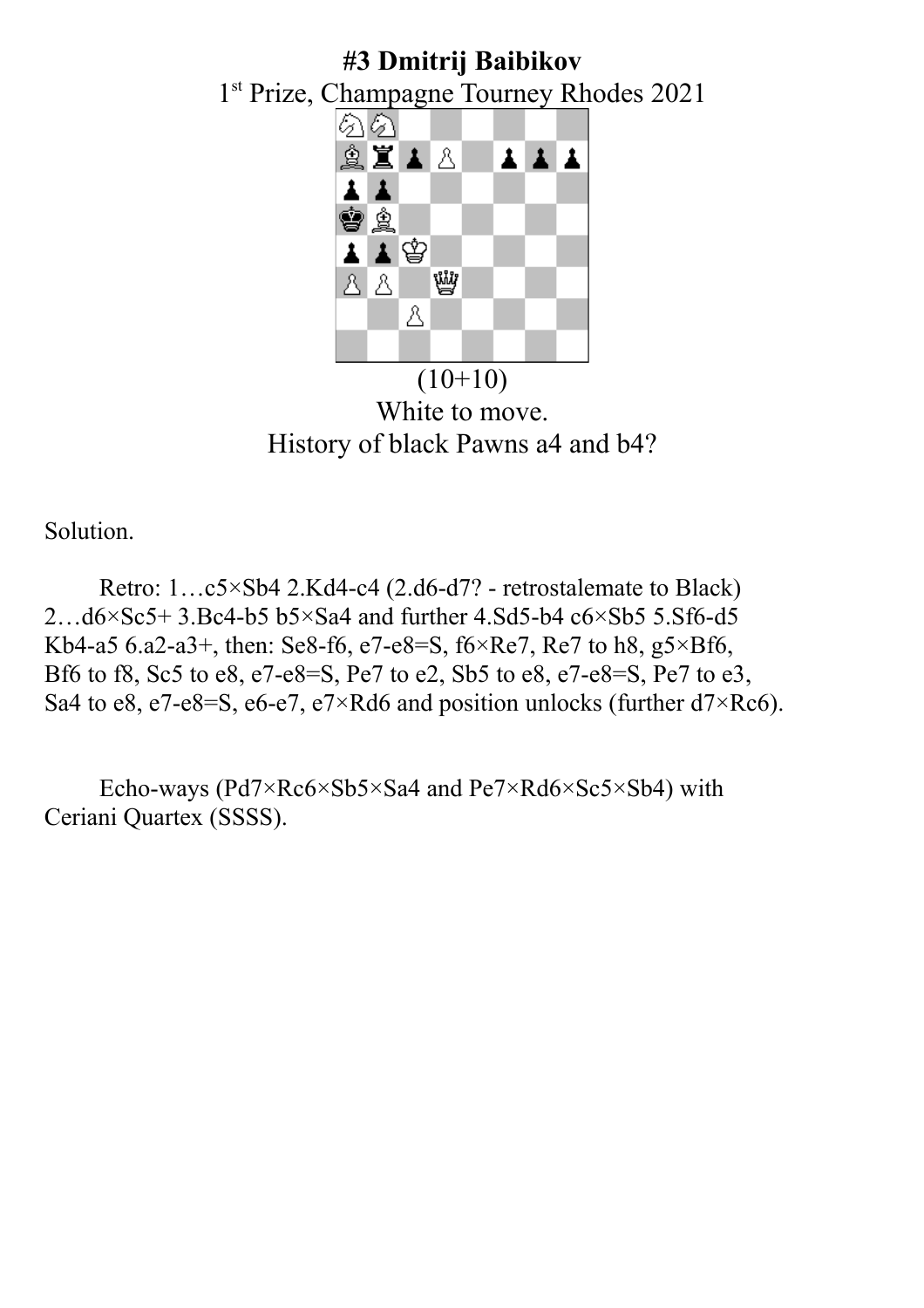**#3 Dmitrij Baibikov**

1st Prize, Champagne Tourney Rhodes 2021

(10+10)

White to move.

History of black Pawns a4 and b4?

Solution.

Retro: 1…c5×Sb4 2.Kd4-c4 (2.d6-d7? - retrostalemate to Black) 2…d6×Sc5+ 3.Bc4-b5 b5×Sa4 and further 4.Sd5-b4 c6×Sb5 5.Sf6-d5 Kb4-a5 6.a2-a3+, then: Se8-f6, e7-e8=S, f6×Re7, Re7 to h8, g5×Bf6, Bf6 to f8, Sc5 to e8, e7-e8=S, Pe7 to e2, Sb5 to e8, e7-e8=S, Pe7 to e3, Sa4 to e8, e7-e8=S, e6-e7, e7×Rd6 and position unlocks (further d7×Rc6).

Echo-ways (Pd7×Rc6×Sb5×Sa4 and Pe7×Rd6×Sc5×Sb4) with Ceriani Quartex (SSSS).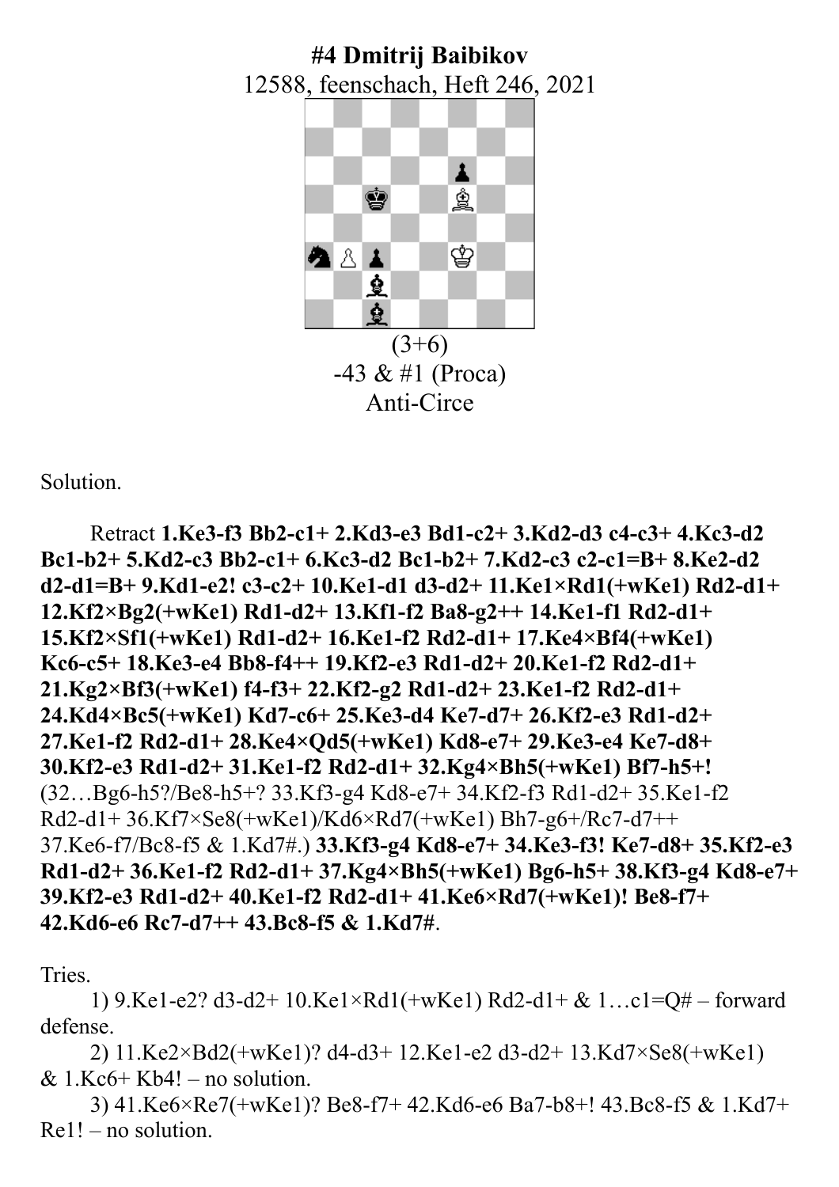**#4 Dmitrij Baibikov**

12588, feenschach, Heft 246, 2021

(3+6)

-43 & #1 (Proca)

Anti-Circe

Solution.

Retract **1.Ke3-f3 Bb2-c1+ 2.Kd3-e3 Bd1-c2+ 3.Kd2-d3 c4-c3+ 4.Kc3-d2 Bc1-b2+ 5.Kd2-c3 Bb2-c1+ 6.Kc3-d2 Bc1-b2+ 7.Kd2-c3 c2-c1=B+ 8.Ke2-d2 d2-d1=B+ 9.Kd1-e2! c3-c2+ 10.Ke1-d1 d3-d2+ 11.Ke1×Rd1(+wKe1) Rd2-d1+ 12.Kf2×Bg2(+wKe1) Rd1-d2+ 13.Kf1-f2 Ba8-g2++ 14.Ke1-f1 Rd2-d1+ 15.Kf2×Sf1(+wKe1) Rd1-d2+ 16.Ke1-f2 Rd2-d1+ 17.Ke4×Bf4(+wKe1) Kc6-c5+ 18.Ke3-e4 Bb8-f4++ 19.Kf2-e3 Rd1-d2+ 20.Ke1-f2 Rd2-d1+ 21.Kg2×Bf3(+wKe1) f4-f3+ 22.Kf2-g2 Rd1-d2+ 23.Ke1-f2 Rd2-d1+ 24.Kd4×Bc5(+wKe1) Kd7-c6+ 25.Ke3-d4 Ke7-d7+ 26.Kf2-e3 Rd1-d2+ 27.Ke1-f2 Rd2-d1+ 28.Ke4×Qd5(+wKe1) Kd8-e7+ 29.Ke3-e4 Ke7-d8+ 30.Kf2-e3 Rd1-d2+ 31.Ke1-f2 Rd2-d1+ 32.Kg4×Bh5(+wKe1) Bf7-h5+!** (32…Bg6-h5?/Be8-h5+? 33.Kf3-g4 Kd8-e7+ 34.Kf2-f3 Rd1-d2+ 35.Ke1-f2 Rd2-d1+ 36.Kf7×Se8(+wKe1)/Kd6×Rd7(+wKe1) Bh7-g6+/Rc7-d7++ 37.Ke6-f7/Bc8-f5 & 1.Kd7#.) **33.Kf3-g4 Kd8-e7+ 34.Ke3-f3! Ke7-d8+ 35.Kf2-e3 Rd1-d2+ 36.Ke1-f2 Rd2-d1+ 37.Kg4×Bh5(+wKe1) Bg6-h5+ 38.Kf3-g4 Kd8-e7+ 39.Kf2-e3 Rd1-d2+ 40.Ke1-f2 Rd2-d1+ 41.Ke6×Rd7(+wKe1)! Be8-f7+ 42.Kd6-e6 Rc7-d7++ 43.Bc8-f5 & 1.Kd7#**.

Tries.

1) 9.Ke1-e2? d3-d2+ 10.Ke1×Rd1(+wKe1) Rd2-d1+ & 1…c1=Q# – forward defense.

2) 11.Ke2×Bd2(+wKe1)? d4-d3+ 12.Ke1-e2 d3-d2+ 13.Kd7×Se8(+wKe1) & 1.Kc6+ Kb4! – no solution.

3) 41.Ke6×Re7(+wKe1)? Be8-f7+ 42.Kd6-e6 Ba7-b8+! 43.Bc8-f5 & 1.Kd7+ Re1! – no solution.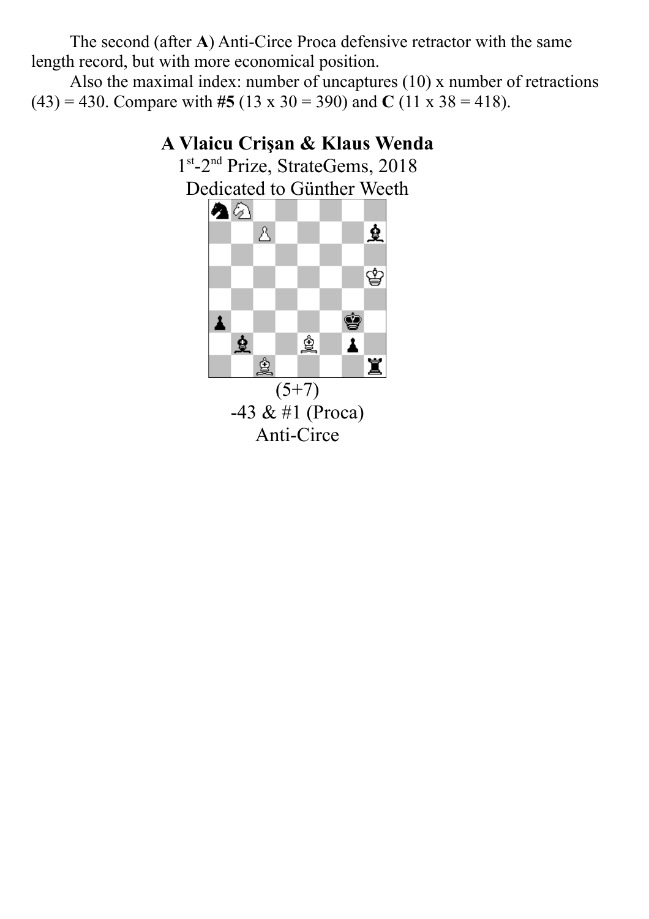The second (after **A**) Anti-Circe Proca defensive retractor with the same length record, but with more economical position.

Also the maximal index: number of uncaptures (10) x number of retractions (43) = 430. Compare with **#5** (13 x 30 = 390) and **C** (11 x 38 = 418).

**A Vlaicu Crişan & Klaus Wenda**

1st-2nd Prize, StrateGems, 2018

Dedicated to Günther Weeth

(5+7)

-43 & #1 (Proca)

Anti-Circe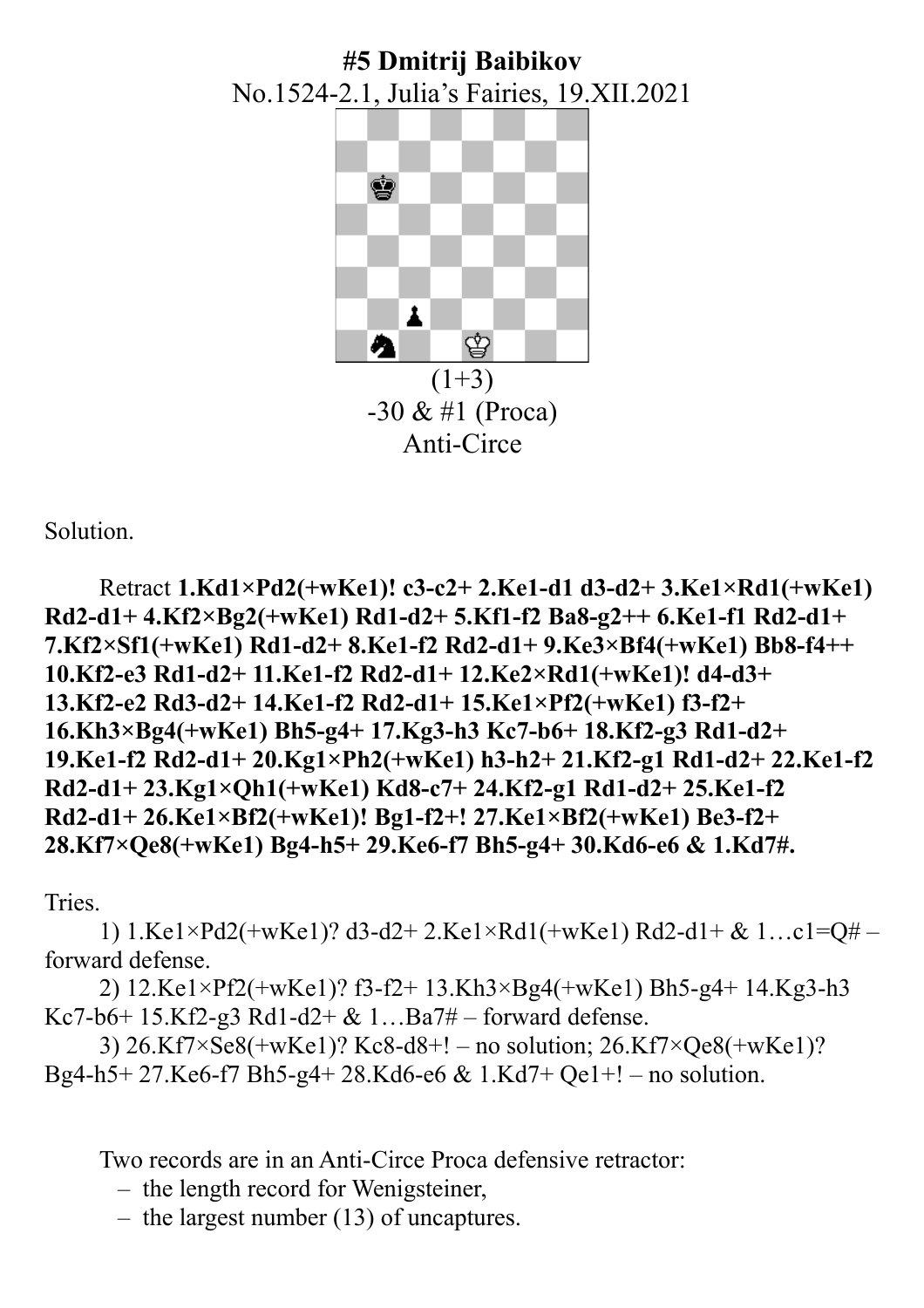# #5 Dmitrij Baibikov

No.1524-2.1, Julia's Fairies, 19.XII.2021

(1+3)

-30 & #1 (Proca)

Anti-Circe

Solution.

Retract **1.Kd1×Pd2(+wKe1)! c3-c2+ 2.Ke1-d1 d3-d2+ 3.Ke1×Rd1(+wKe1) Rd2-d1+ 4.Kf2×Bg2(+wKe1) Rd1-d2+ 5.Kf1-f2 Ba8-g2++ 6.Ke1-f1 Rd2-d1+ 7.Kf2×Sf1(+wKe1) Rd1-d2+ 8.Ke1-f2 Rd2-d1+ 9.Ke3×Bf4(+wKe1) Bb8-f4++ 10.Kf2-e3 Rd1-d2+ 11.Ke1-f2 Rd2-d1+ 12.Ke2×Rd1(+wKe1)! d4-d3+ 13.Kf2-e2 Rd3-d2+ 14.Ke1-f2 Rd2-d1+ 15.Ke1×Pf2(+wKe1) f3-f2+ 16.Kh3×Bg4(+wKe1) Bh5-g4+ 17.Kg3-h3 Kc7-b6+ 18.Kf2-g3 Rd1-d2+ 19.Ke1-f2 Rd2-d1+ 20.Kg1×Ph2(+wKe1) h3-h2+ 21.Kf2-g1 Rd1-d2+ 22.Ke1-f2 Rd2-d1+ 23.Kg1×Qh1(+wKe1) Kd8-c7+ 24.Kf2-g1 Rd1-d2+ 25.Ke1-f2 Rd2-d1+ 26.Ke1×Bf2(+wKe1)! Bg1-f2+! 27.Ke1×Bf2(+wKe1) Be3-f2+ 28.Kf7×Qe8(+wKe1) Bg4-h5+ 29.Ke6-f7 Bh5-g4+ 30.Kd6-e6 & 1.Kd7#.**

Tries.

1) 1.Ke1×Pd2(+wKe1)? d3-d2+ 2.Ke1×Rd1(+wKe1) Rd2-d1+ & 1…c1=Q# – forward defense.

2) 12.Ke1×Pf2(+wKe1)? f3-f2+ 13.Kh3×Bg4(+wKe1) Bh5-g4+ 14.Kg3-h3 Kc7-b6+ 15.Kf2-g3 Rd1-d2+ & 1…Ba7# – forward defense.

3) 26.Kf7×Se8(+wKe1)? Kc8-d8+! – no solution; 26.Kf7×Qe8(+wKe1)? Bg4-h5+ 27.Ke6-f7 Bh5-g4+ 28.Kd6-e6 & 1.Kd7+ Qe1+! – no solution.

Two records are in an Anti-Circe Proca defensive retractor:

- the length record for Wenigsteiner,
- the largest number (13) of uncaptures.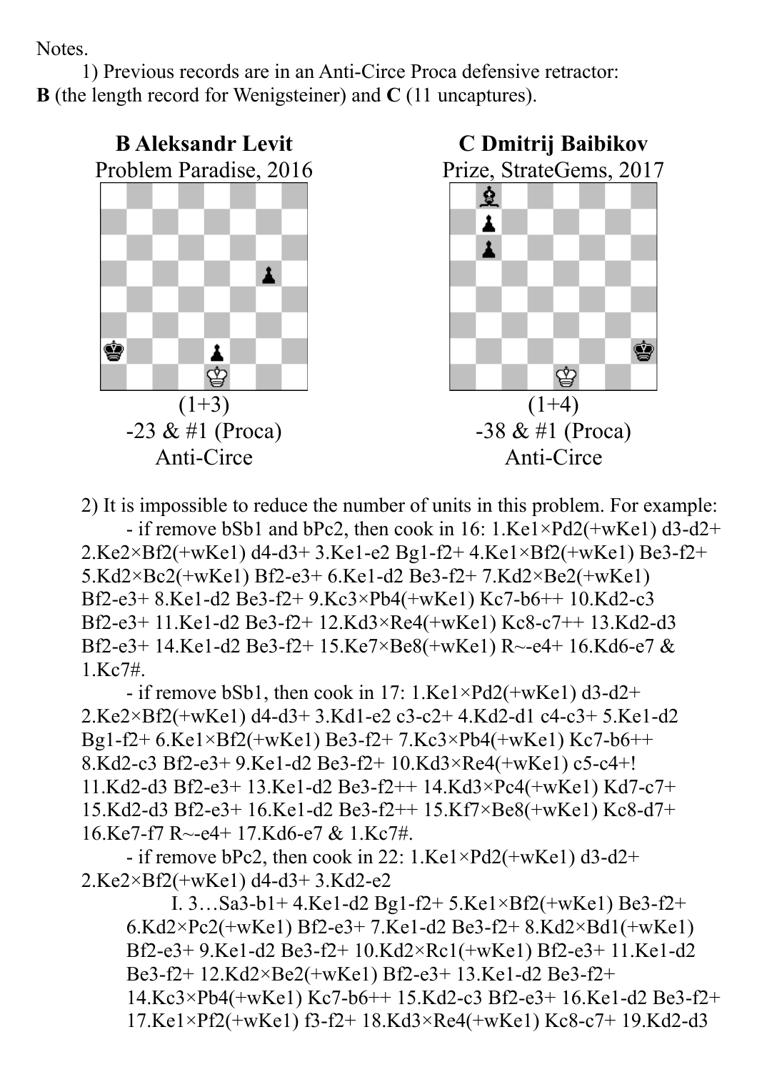Notes.

1) Previous records are in an Anti-Circe Proca defensive retractor: **B** (the length record for Wenigsteiner) and **C** (11 uncaptures).

**B Aleksandr Levit**
Problem Paradise, 2016

(1+3)
-23 & #1 (Proca)
Anti-Circe

**C Dmitrij Baibikov**
Prize, StrateGems, 2017

(1+4)
-38 & #1 (Proca)
Anti-Circe

2) It is impossible to reduce the number of units in this problem. For example:

- if remove bSb1 and bPc2, then cook in 16: 1.Ke1×Pd2(+wKe1) d3-d2+ 2.Ke2×Bf2(+wKe1) d4-d3+ 3.Ke1-e2 Bg1-f2+ 4.Ke1×Bf2(+wKe1) Be3-f2+ 5.Kd2×Bc2(+wKe1) Bf2-e3+ 6.Ke1-d2 Be3-f2+ 7.Kd2×Be2(+wKe1) Bf2-e3+ 8.Ke1-d2 Be3-f2+ 9.Kc3×Pb4(+wKe1) Kc7-b6++ 10.Kd2-c3 Bf2-e3+ 11.Ke1-d2 Be3-f2+ 12.Kd3×Re4(+wKe1) Kc8-c7++ 13.Kd2-d3 Bf2-e3+ 14.Ke1-d2 Be3-f2+ 15.Ke7×Be8(+wKe1) R~-e4+ 16.Kd6-e7 & 1.Kc7#.

- if remove bSb1, then cook in 17: 1.Ke1×Pd2(+wKe1) d3-d2+ 2.Ke2×Bf2(+wKe1) d4-d3+ 3.Kd1-e2 c3-c2+ 4.Kd2-d1 c4-c3+ 5.Ke1-d2 Bg1-f2+ 6.Ke1×Bf2(+wKe1) Be3-f2+ 7.Kc3×Pb4(+wKe1) Kc7-b6++ 8.Kd2-c3 Bf2-e3+ 9.Ke1-d2 Be3-f2+ 10.Kd3×Re4(+wKe1) c5-c4+! 11.Kd2-d3 Bf2-e3+ 13.Ke1-d2 Be3-f2++ 14.Kd3×Pc4(+wKe1) Kd7-c7+ 15.Kd2-d3 Bf2-e3+ 16.Ke1-d2 Be3-f2++ 15.Kf7×Be8(+wKe1) Kc8-d7+ 16.Ke7-f7 R~-e4+ 17.Kd6-e7 & 1.Kc7#.

- if remove bPc2, then cook in 22: 1.Ke1×Pd2(+wKe1) d3-d2+ 2.Ke2×Bf2(+wKe1) d4-d3+ 3.Kd2-e2

I. 3…Sa3-b1+ 4.Ke1-d2 Bg1-f2+ 5.Ke1×Bf2(+wKe1) Be3-f2+ 6.Kd2×Pc2(+wKe1) Bf2-e3+ 7.Ke1-d2 Be3-f2+ 8.Kd2×Bd1(+wKe1) Bf2-e3+ 9.Ke1-d2 Be3-f2+ 10.Kd2×Rc1(+wKe1) Bf2-e3+ 11.Ke1-d2 Be3-f2+ 12.Kd2×Be2(+wKe1) Bf2-e3+ 13.Ke1-d2 Be3-f2+ 14.Kc3×Pb4(+wKe1) Kc7-b6++ 15.Kd2-c3 Bf2-e3+ 16.Ke1-d2 Be3-f2+ 17.Ke1×Pf2(+wKe1) f3-f2+ 18.Kd3×Re4(+wKe1) Kc8-c7+ 19.Kd2-d3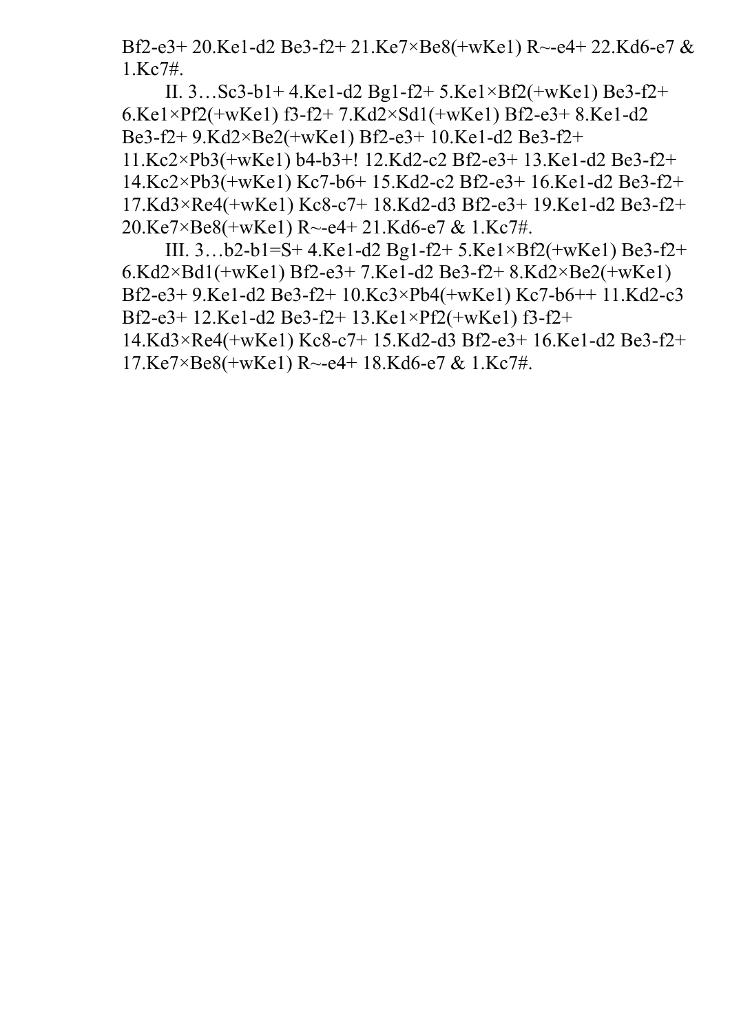Bf2-e3+ 20.Ke1-d2 Be3-f2+ 21.Ke7×Be8(+wKe1) R~-e4+ 22.Kd6-e7 & 1.Kc7#.

II. 3…Sc3-b1+ 4.Ke1-d2 Bg1-f2+ 5.Ke1×Bf2(+wKe1) Be3-f2+ 6.Ke1×Pf2(+wKe1) f3-f2+ 7.Kd2×Sd1(+wKe1) Bf2-e3+ 8.Ke1-d2 Be3-f2+ 9.Kd2×Be2(+wKe1) Bf2-e3+ 10.Ke1-d2 Be3-f2+ 11.Kc2×Pb3(+wKe1) b4-b3+! 12.Kd2-c2 Bf2-e3+ 13.Ke1-d2 Be3-f2+ 14.Kc2×Pb3(+wKe1) Kc7-b6+ 15.Kd2-c2 Bf2-e3+ 16.Ke1-d2 Be3-f2+ 17.Kd3×Re4(+wKe1) Kc8-c7+ 18.Kd2-d3 Bf2-e3+ 19.Ke1-d2 Be3-f2+ 20.Ke7×Be8(+wKe1) R~-e4+ 21.Kd6-e7 & 1.Kc7#.

III. 3…b2-b1=S+ 4.Ke1-d2 Bg1-f2+ 5.Ke1×Bf2(+wKe1) Be3-f2+ 6.Kd2×Bd1(+wKe1) Bf2-e3+ 7.Ke1-d2 Be3-f2+ 8.Kd2×Be2(+wKe1) Bf2-e3+ 9.Ke1-d2 Be3-f2+ 10.Kc3×Pb4(+wKe1) Kc7-b6++ 11.Kd2-c3 Bf2-e3+ 12.Ke1-d2 Be3-f2+ 13.Ke1×Pf2(+wKe1) f3-f2+ 14.Kd3×Re4(+wKe1) Kc8-c7+ 15.Kd2-d3 Bf2-e3+ 16.Ke1-d2 Be3-f2+ 17.Ke7×Be8(+wKe1) R~-e4+ 18.Kd6-e7 & 1.Kc7#.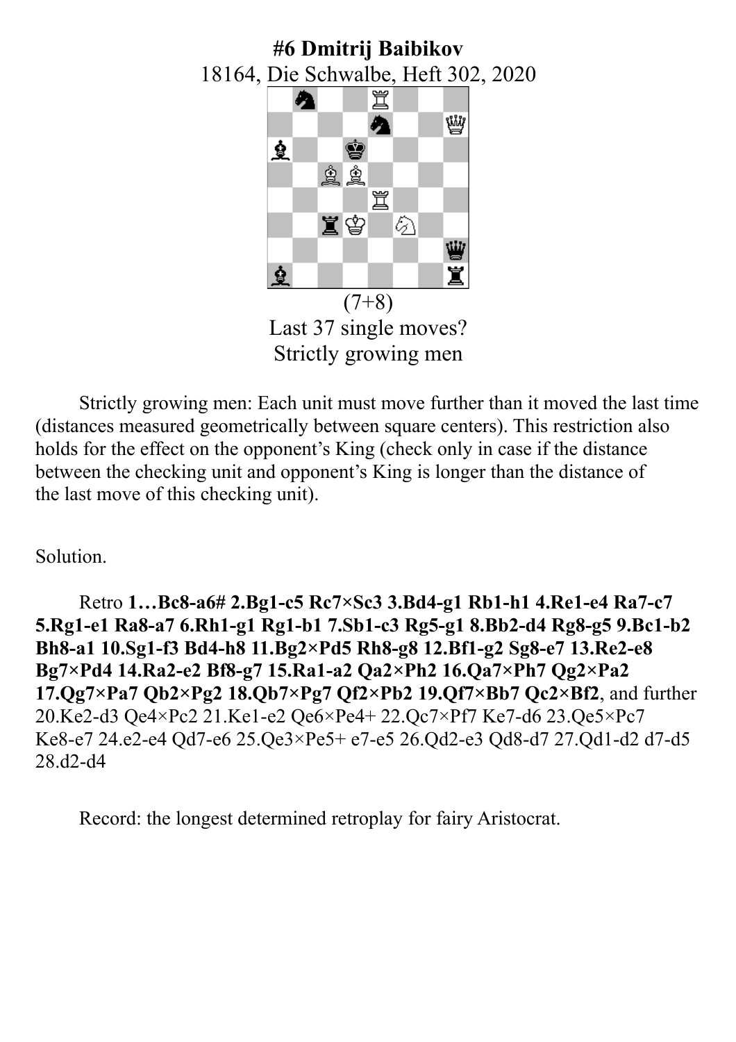## #6 Dmitrij Baibikov

18164, Die Schwalbe, Heft 302, 2020

(7+8)

Last 37 single moves?

Strictly growing men

Strictly growing men: Each unit must move further than it moved the last time (distances measured geometrically between square centers). This restriction also holds for the effect on the opponent's King (check only in case if the distance between the checking unit and opponent's King is longer than the distance of the last move of this checking unit).

Solution.

Retro **1…Bc8-a6# 2.Bg1-c5 Rc7×Sc3 3.Bd4-g1 Rb1-h1 4.Re1-e4 Ra7-c7 5.Rg1-e1 Ra8-a7 6.Rh1-g1 Rg1-b1 7.Sb1-c3 Rg5-g1 8.Bb2-d4 Rg8-g5 9.Bc1-b2 Bh8-a1 10.Sg1-f3 Bd4-h8 11.Bg2×Pd5 Rh8-g8 12.Bf1-g2 Sg8-e7 13.Re2-e8 Bg7×Pd4 14.Ra2-e2 Bf8-g7 15.Ra1-a2 Qa2×Ph2 16.Qa7×Ph7 Qg2×Pa2 17.Qg7×Pa7 Qb2×Pg2 18.Qb7×Pg7 Qf2×Pb2 19.Qf7×Bb7 Qc2×Bf2**, and further 20.Ke2-d3 Qe4×Pc2 21.Ke1-e2 Qe6×Pe4+ 22.Qc7×Pf7 Ke7-d6 23.Qe5×Pc7 Ke8-e7 24.e2-e4 Qd7-e6 25.Qe3×Pe5+ e7-e5 26.Qd2-e3 Qd8-d7 27.Qd1-d2 d7-d5 28.d2-d4

Record: the longest determined retroplay for fairy Aristocrat.